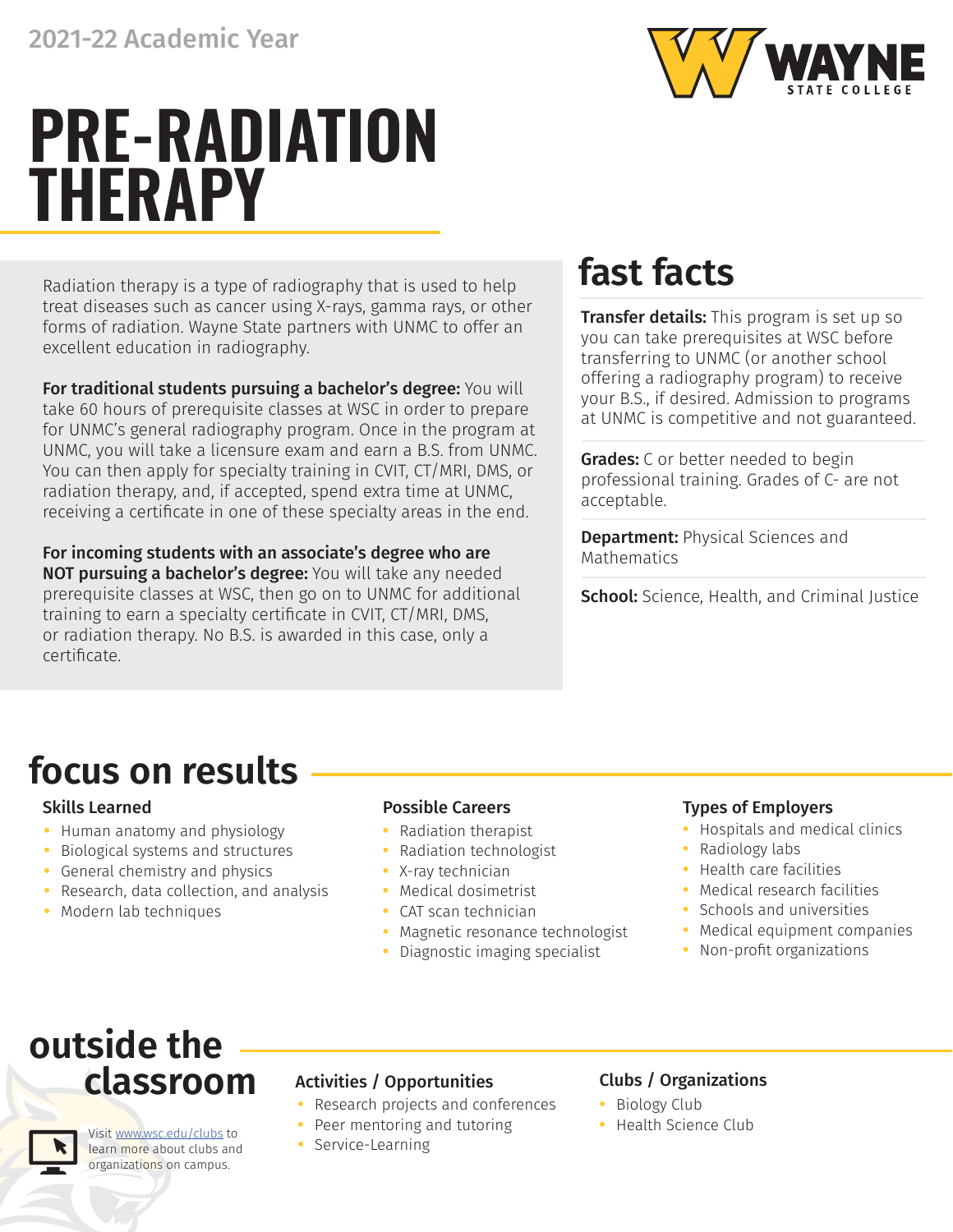2021-22 Academic Year

# PRE-RADIATION THERAPY

Radiation therapy is a type of radiography that is used to help treat diseases such as cancer using X-rays, gamma rays, or other forms of radiation. Wayne State partners with UNMC to offer an excellent education in radiography.

**For traditional students pursuing a bachelor's degree:** You will take 60 hours of prerequisite classes at WSC in order to prepare for UNMC's general radiography program. Once in the program at UNMC, you will take a licensure exam and earn a B.S. from UNMC. You can then apply for specialty training in CVIT, CT/MRI, DMS, or radiation therapy, and, if accepted, spend extra time at UNMC, receiving a certificate in one of these specialty areas in the end.

**For incoming students with an associate's degree who are NOT pursuing a bachelor's degree:** You will take any needed prerequisite classes at WSC, then go on to UNMC for additional training to earn a specialty certificate in CVIT, CT/MRI, DMS, or radiation therapy. No B.S. is awarded in this case, only a certificate.

## fast facts

**Transfer details:** This program is set up so you can take prerequisites at WSC before transferring to UNMC (or another school offering a radiography program) to receive your B.S., if desired. Admission to programs at UNMC is competitive and not guaranteed.

**Grades:** C or better needed to begin professional training. Grades of C- are not acceptable.

**Department:** Physical Sciences and Mathematics

**School:** Science, Health, and Criminal Justice

## focus on results

### Skills Learned

- Human anatomy and physiology
- Biological systems and structures
- General chemistry and physics
- Research, data collection, and analysis
- Modern lab techniques

### Possible Careers

- Radiation therapist
- Radiation technologist
- X-ray technician
- Medical dosimetrist
- CAT scan technician
- Magnetic resonance technologist
- Diagnostic imaging specialist

### Types of Employers

- Hospitals and medical clinics
- Radiology labs
- Health care facilities
- Medical research facilities
- Schools and universities
- Medical equipment companies
- Non-profit organizations

## outside the classroom

Visit www.wsc.edu/clubs to learn more about clubs and organizations on campus.

### Activities / Opportunities

- Research projects and conferences
- Peer mentoring and tutoring
- Service-Learning

### Clubs / Organizations

- Biology Club
- Health Science Club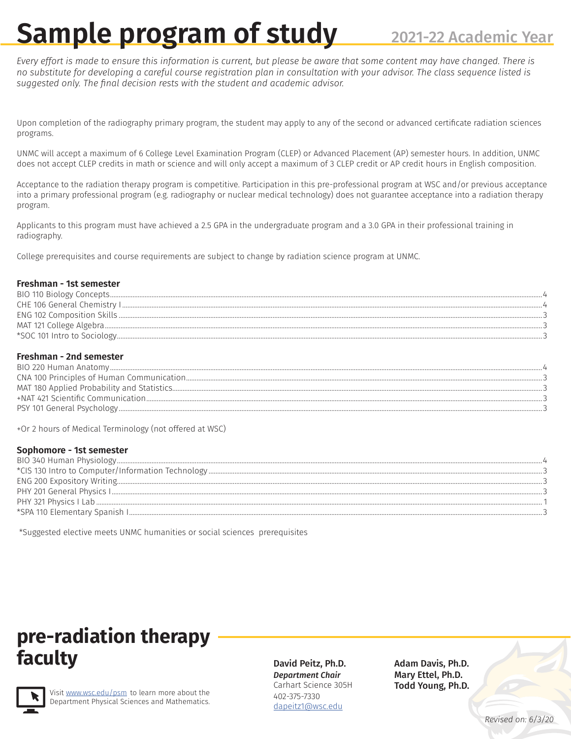# Sample program of study

## 2021-22 Academic Year

*Every effort is made to ensure this information is current, but please be aware that some content may have changed. There is no substitute for developing a careful course registration plan in consultation with your advisor. The class sequence listed is suggested only. The final decision rests with the student and academic advisor.*

Upon completion of the radiography primary program, the student may apply to any of the second or advanced certificate radiation sciences programs.

UNMC will accept a maximum of 6 College Level Examination Program (CLEP) or Advanced Placement (AP) semester hours. In addition, UNMC does not accept CLEP credits in math or science and will only accept a maximum of 3 CLEP credit or AP credit hours in English composition.

Acceptance to the radiation therapy program is competitive. Participation in this pre-professional program at WSC and/or previous acceptance into a primary professional program (e.g. radiography or nuclear medical technology) does not guarantee acceptance into a radiation therapy program.

Applicants to this program must have achieved a 2.5 GPA in the undergraduate program and a 3.0 GPA in their professional training in radiography.

College prerequisites and course requirements are subject to change by radiation science program at UNMC.

### Freshman - 1st semester

| | |
|---|---|
| BIO 110 Biology Concepts | 4 |
| CHE 106 General Chemistry I | 4 |
| ENG 102 Composition Skills | 3 |
| MAT 121 College Algebra | 3 |
| *SOC 101 Intro to Sociology | 3 |

### Freshman - 2nd semester

| | |
|---|---|
| BIO 220 Human Anatomy | 4 |
| CNA 100 Principles of Human Communication | 3 |
| MAT 180 Applied Probability and Statistics | 3 |
| +NAT 421 Scientific Communication | 3 |
| PSY 101 General Psychology | 3 |

+Or 2 hours of Medical Terminology (not offered at WSC)

### Sophomore - 1st semester

| | |
|---|---|
| BIO 340 Human Physiology | 4 |
| *CIS 130 Intro to Computer/Information Technology | 3 |
| ENG 200 Expository Writing | 3 |
| PHY 201 General Physics I | 3 |
| PHY 321 Physics I Lab | 1 |
| *SPA 110 Elementary Spanish I | 3 |

*Suggested elective meets UNMC humanities or social sciences prerequisites

## pre-radiation therapy faculty

Visit www.wsc.edu/psm to learn more about the Department Physical Sciences and Mathematics.

**David Peitz, Ph.D.**
***Department Chair***
Carhart Science 305H
402-375-7330
dapeitz1@wsc.edu

**Adam Davis, Ph.D.**
**Mary Ettel, Ph.D.**
**Todd Young, Ph.D.**

*Revised on: 6/3/20*